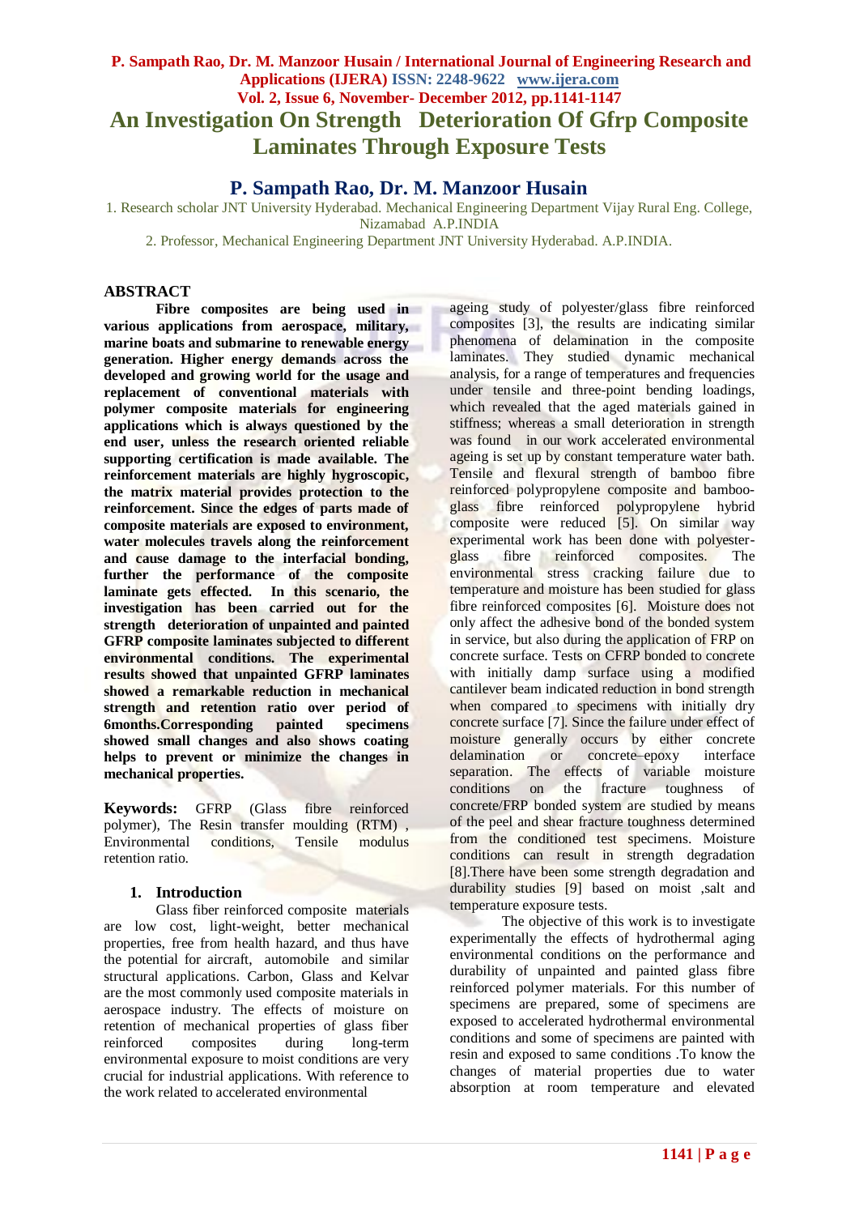# An Investigation On Strength Deterioration Of Gfrp Composite Laminates Through Exposure Tests

## P. Sampath Rao, Dr. M. Manzoor Husain

1. Research scholar JNT University Hyderabad. Mechanical Engineering Department Vijay Rural Eng. College, Nizamabad A.P.INDIA

2. Professor, Mechanical Engineering Department JNT University Hyderabad. A.P.INDIA.

## ABSTRACT

**Fibre composites are being used in various applications from aerospace, military, marine boats and submarine to renewable energy generation. Higher energy demands across the developed and growing world for the usage and replacement of conventional materials with polymer composite materials for engineering applications which is always questioned by the end user, unless the research oriented reliable supporting certification is made available. The reinforcement materials are highly hygroscopic, the matrix material provides protection to the reinforcement. Since the edges of parts made of composite materials are exposed to environment, water molecules travels along the reinforcement and cause damage to the interfacial bonding, further the performance of the composite laminate gets effected. In this scenario, the investigation has been carried out for the strength deterioration of unpainted and painted GFRP composite laminates subjected to different environmental conditions. The experimental results showed that unpainted GFRP laminates showed a remarkable reduction in mechanical strength and retention ratio over period of 6months.Corresponding painted specimens showed small changes and also shows coating helps to prevent or minimize the changes in mechanical properties.**

**Keywords:** GFRP (Glass fibre reinforced polymer), The Resin transfer moulding (RTM) , Environmental conditions, Tensile modulus retention ratio.

### 1. Introduction

Glass fiber reinforced composite materials are low cost, light-weight, better mechanical properties, free from health hazard, and thus have the potential for aircraft, automobile and similar structural applications. Carbon, Glass and Kelvar are the most commonly used composite materials in aerospace industry. The effects of moisture on retention of mechanical properties of glass fiber reinforced composites during long-term environmental exposure to moist conditions are very crucial for industrial applications. With reference to the work related to accelerated environmental ageing study of polyester/glass fibre reinforced composites [3], the results are indicating similar phenomena of delamination in the composite laminates. They studied dynamic mechanical analysis, for a range of temperatures and frequencies under tensile and three-point bending loadings, which revealed that the aged materials gained in stiffness; whereas a small deterioration in strength was found in our work accelerated environmental ageing is set up by constant temperature water bath. Tensile and flexural strength of bamboo fibre reinforced polypropylene composite and bamboo-glass fibre reinforced polypropylene hybrid composite were reduced [5]. On similar way experimental work has been done with polyester-glass fibre reinforced composites. The environmental stress cracking failure due to temperature and moisture has been studied for glass fibre reinforced composites [6]. Moisture does not only affect the adhesive bond of the bonded system in service, but also during the application of FRP on concrete surface. Tests on CFRP bonded to concrete with initially damp surface using a modified cantilever beam indicated reduction in bond strength when compared to specimens with initially dry concrete surface [7]. Since the failure under effect of moisture generally occurs by either concrete delamination or concrete–epoxy interface separation. The effects of variable moisture conditions on the fracture toughness of concrete/FRP bonded system are studied by means of the peel and shear fracture toughness determined from the conditioned test specimens. Moisture conditions can result in strength degradation [8].There have been some strength degradation and durability studies [9] based on moist ,salt and temperature exposure tests.

The objective of this work is to investigate experimentally the effects of hydrothermal aging environmental conditions on the performance and durability of unpainted and painted glass fibre reinforced polymer materials. For this number of specimens are prepared, some of specimens are exposed to accelerated hydrothermal environmental conditions and some of specimens are painted with resin and exposed to same conditions .To know the changes of material properties due to water absorption at room temperature and elevated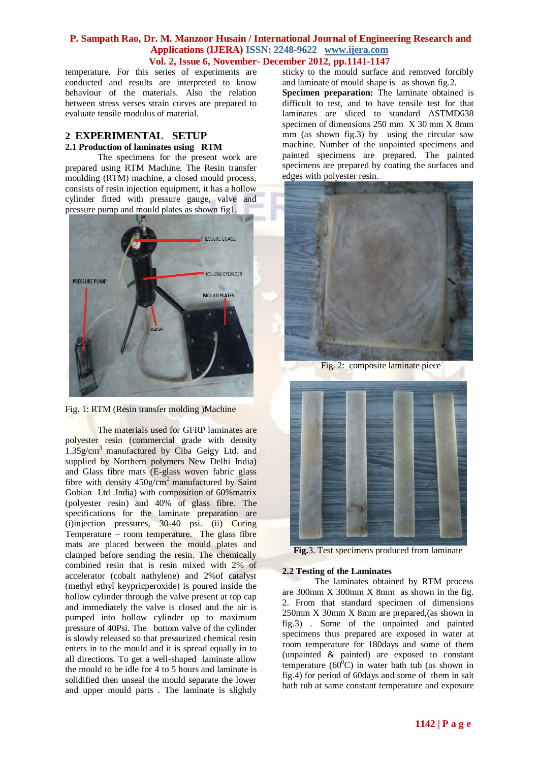temperature. For this series of experiments are conducted and results are interpreted to know behaviour of the materials. Also the relation between stress verses strain curves are prepared to evaluate tensile modulus of material.

## 2 EXPERIMENTAL SETUP

### 2.1 Production of laminates using RTM

The specimens for the present work are prepared using RTM Machine. The Resin transfer moulding (RTM) machine, a closed mould process, consists of resin injection equipment, it has a hollow cylinder fitted with pressure gauge, valve and pressure pump and mould plates as shown fig1.

Fig. 1: RTM (Resin transfer molding )Machine

The materials used for GFRP laminates are polyester resin (commercial grade with density $1.35g/cm^3$ manufactured by Ciba Geigy Ltd. and supplied by Northern polymers New Delhi India) and Glass fibre mats (E-glass woven fabric glass fibre with density $450g/cm^2$ manufactured by Saint Gobian Ltd .India) with composition of 60%matrix (polyester resin) and 40% of glass fibre. The specifications for the laminate preparation are (i)injection pressures, 30-40 psi. (ii) Curing Temperature – room temperature. The glass fibre mats are placed between the mould plates and clamped before sending the resin. The chemically combined resin that is resin mixed with 2% of accelerator (cobalt nathylene) and 2%of catalyst (methyl ethyl keypricperoxide) is poured inside the hollow cylinder through the valve present at top cap and immediately the valve is closed and the air is pumped into hollow cylinder up to maximum pressure of 40Psi. The bottom valve of the cylinder is slowly released so that pressurized chemical resin enters in to the mould and it is spread equally in to all directions. To get a well-shaped laminate allow the mould to be idle for 4 to 5 hours and laminate is solidified then unseal the mould separate the lower and upper mould parts . The laminate is slightly sticky to the mould surface and removed forcibly and laminate of mould shape is as shown fig.2.

**Specimen preparation:** The laminate obtained is difficult to test, and to have tensile test for that laminates are sliced to standard ASTMD638 specimen of dimensions 250 mm X 30 mm X 8mm mm (as shown fig.3) by using the circular saw machine. Number of the unpainted specimens and painted specimens are prepared. The painted specimens are prepared by coating the surfaces and edges with polyester resin.

Fig. 2: composite laminate piece

**Fig.**3. Test specimens produced from laminate

### 2.2 Testing of the Laminates

The laminates obtained by RTM process are 300mm X 300mm X 8mm as shown in the fig. 2. From that standard specimen of dimensions 250mm X 30mm X 8mm are prepared,(as shown in fig.3) . Some of the unpainted and painted specimens thus prepared are exposed in water at room temperature for 180days and some of them (unpainted & painted) are exposed to constant temperature ($60^0$C) in water bath tub (as shown in fig.4) for period of 60days and some of them in salt bath tub at same constant temperature and exposure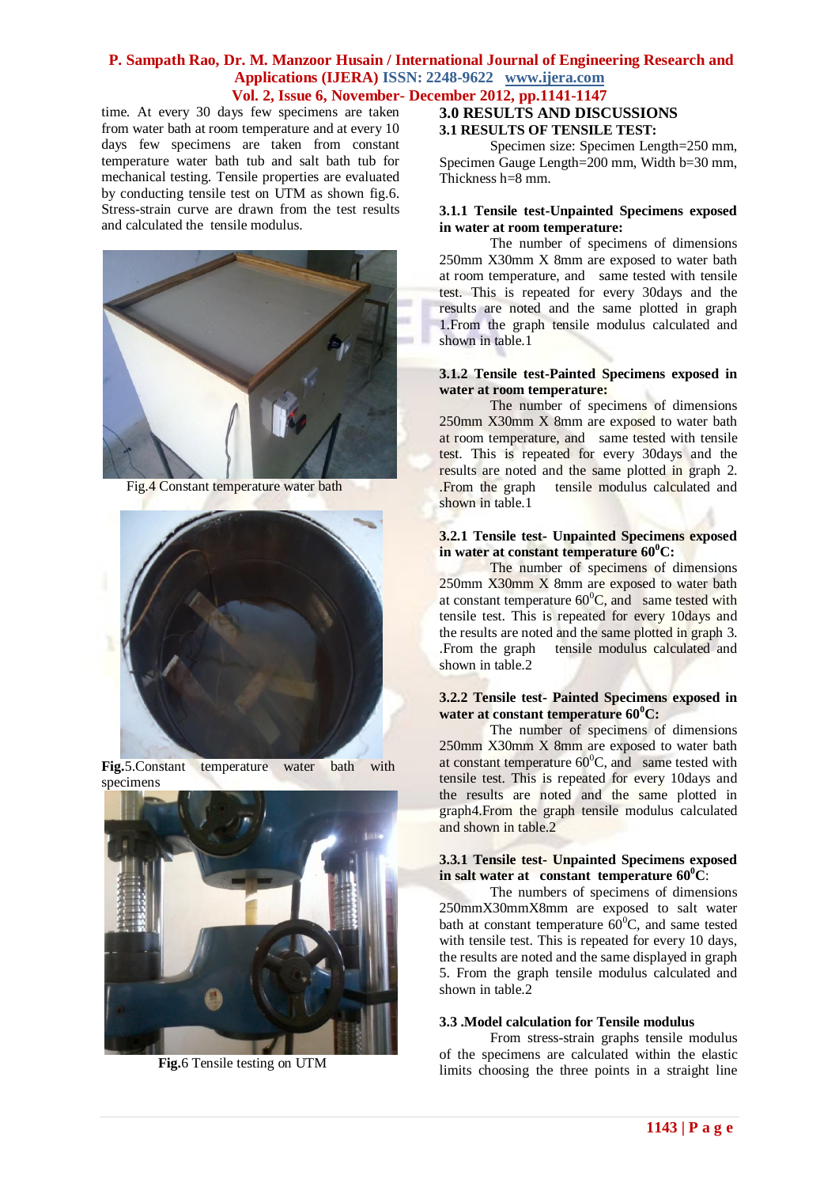time. At every 30 days few specimens are taken from water bath at room temperature and at every 10 days few specimens are taken from constant temperature water bath tub and salt bath tub for mechanical testing. Tensile properties are evaluated by conducting tensile test on UTM as shown fig.6. Stress-strain curve are drawn from the test results and calculated the tensile modulus.

Fig.4 Constant temperature water bath

**Fig.**5.Constant temperature water bath with specimens

**Fig.**6 Tensile testing on UTM

## 3.0 RESULTS AND DISCUSSIONS

### 3.1 RESULTS OF TENSILE TEST:

Specimen size: Specimen Length=250 mm, Specimen Gauge Length=200 mm, Width b=30 mm, Thickness h=8 mm.

#### 3.1.1 Tensile test-Unpainted Specimens exposed in water at room temperature:

The number of specimens of dimensions 250mm X30mm X 8mm are exposed to water bath at room temperature, and same tested with tensile test. This is repeated for every 30days and the results are noted and the same plotted in graph 1.From the graph tensile modulus calculated and shown in table.1

#### 3.1.2 Tensile test-Painted Specimens exposed in water at room temperature:

The number of specimens of dimensions 250mm X30mm X 8mm are exposed to water bath at room temperature, and same tested with tensile test. This is repeated for every 30days and the results are noted and the same plotted in graph 2. .From the graph tensile modulus calculated and shown in table.1

#### 3.2.1 Tensile test- Unpainted Specimens exposed in water at constant temperature $60^0$C:

The number of specimens of dimensions 250mm X30mm X 8mm are exposed to water bath at constant temperature $60^0$C, and same tested with tensile test. This is repeated for every 10days and the results are noted and the same plotted in graph 3. .From the graph tensile modulus calculated and shown in table.2

#### 3.2.2 Tensile test- Painted Specimens exposed in water at constant temperature $60^0$C:

The number of specimens of dimensions 250mm X30mm X 8mm are exposed to water bath at constant temperature $60^0$C, and same tested with tensile test. This is repeated for every 10days and the results are noted and the same plotted in graph4.From the graph tensile modulus calculated and shown in table.2

#### 3.3.1 Tensile test- Unpainted Specimens exposed in salt water at constant temperature $60^0$C:

The numbers of specimens of dimensions 250mmX30mmX8mm are exposed to salt water bath at constant temperature $60^0$C, and same tested with tensile test. This is repeated for every 10 days, the results are noted and the same displayed in graph 5. From the graph tensile modulus calculated shown in table.2

### 3.3 .Model calculation for Tensile modulus

From stress-strain graphs tensile modulus of the specimens are calculated within the elastic limits choosing the three points in a straight line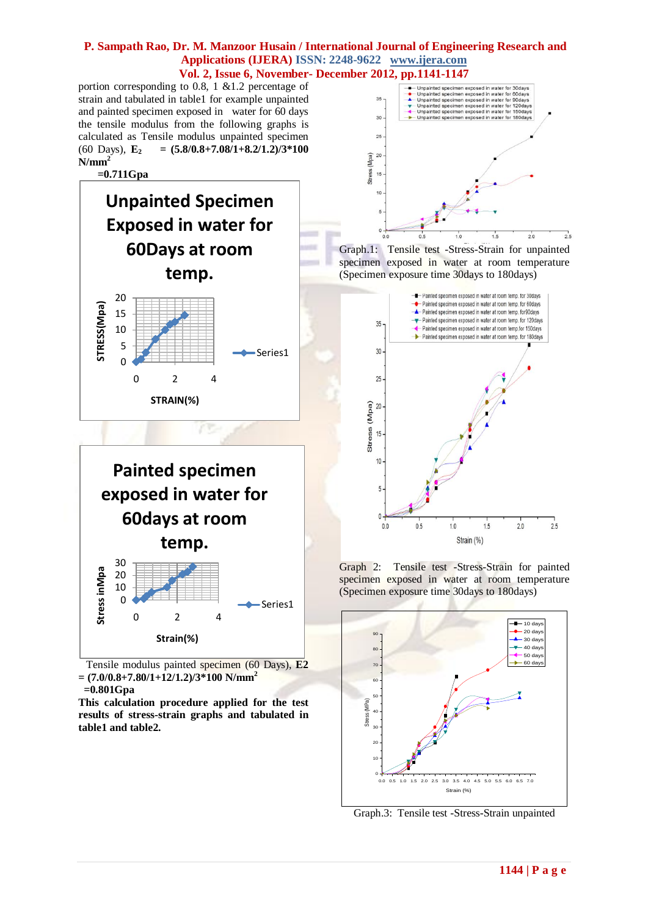portion corresponding to 0.8, 1 &1.2 percentage of strain and tabulated in table1 for example unpainted and painted specimen exposed in water for 60 days the tensile modulus from the following graphs is calculated as Tensile modulus unpainted specimen (60 Days), $E_2$ = **(5.8/0.8+7.08/1+8.2/1.2)/3*100 N/mm²**

**=0.711Gpa**

Tensile modulus painted specimen (60 Days), **E2 = (7.0/0.8+7.80/1+12/1.2)/3*100 N/mm²**

**=0.801Gpa**

**This calculation procedure applied for the test results of stress-strain graphs and tabulated in table1 and table2.**

Graph.1: Tensile test -Stress-Strain for unpainted specimen exposed in water at room temperature (Specimen exposure time 30days to 180days)

Graph 2: Tensile test -Stress-Strain for painted specimen exposed in water at room temperature (Specimen exposure time 30days to 180days)

Graph.3: Tensile test -Stress-Strain unpainted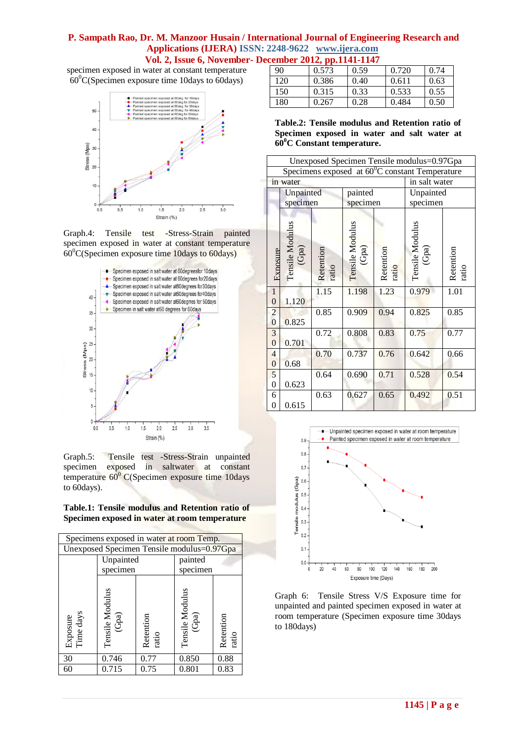specimen exposed in water at constant temperature $60^0$C(Specimen exposure time 10days to 60days)

Graph.4: Tensile test -Stress-Strain painted specimen exposed in water at constant temperature $60^0$C(Specimen exposure time 10days to 60days)

Graph.5: Tensile test -Stress-Strain unpainted specimen exposed in saltwater at constant temperature $60^0$ C(Specimen exposure time 10days to 60days).

**Table.1: Tensile modulus and Retention ratio of Specimen exposed in water at room temperature**

| Specimens exposed in water at room Temp. | | | | |
|---|---|---|---|---|
| Unexposed Specimen Tensile modulus=0.97Gpa | | | | |
| | Unpainted specimen | | painted specimen | |
| Exposure Time days | Tensile Modulus (Gpa) | Retention ratio | Tensile Modulus (Gpa) | Retention ratio |
| 30 | 0.746 | 0.77 | 0.850 | 0.88 |
| 60 | 0.715 | 0.75 | 0.801 | 0.83 |
| 90 | 0.573 | 0.59 | 0.720 | 0.74 |
| 120 | 0.386 | 0.40 | 0.611 | 0.63 |
| 150 | 0.315 | 0.33 | 0.533 | 0.55 |
| 180 | 0.267 | 0.28 | 0.484 | 0.50 |

**Table.2: Tensile modulus and Retention ratio of Specimen exposed in water and salt water at $60^0$C Constant temperature.**

| Unexposed Specimen Tensile modulus=0.97Gpa | | | | | | |
|---|---|---|---|---|---|---|
| Specimens exposed at $60^0$C Constant Temperature | | | | | | |
| in water | | | | | in salt water | |
| | Unpainted specimen | | painted specimen | | Unpainted specimen | |
| Exposure | Tensile Modulus (Gpa) | Retention ratio | Tensile Modulus (Gpa) | Retention ratio | Tensile Modulus (Gpa) | Retention ratio |
| 10 | 1.120 | 1.15 | 1.198 | 1.23 | 0.979 | 1.01 |
| 20 | 0.825 | 0.85 | 0.909 | 0.94 | 0.825 | 0.85 |
| 30 | 0.701 | 0.72 | 0.808 | 0.83 | 0.75 | 0.77 |
| 40 | 0.68 | 0.70 | 0.737 | 0.76 | 0.642 | 0.66 |
| 50 | 0.623 | 0.64 | 0.690 | 0.71 | 0.528 | 0.54 |
| 60 | 0.615 | 0.63 | 0.627 | 0.65 | 0.492 | 0.51 |

Graph 6: Tensile Stress V/S Exposure time for unpainted and painted specimen exposed in water at room temperature (Specimen exposure time 30days to 180days)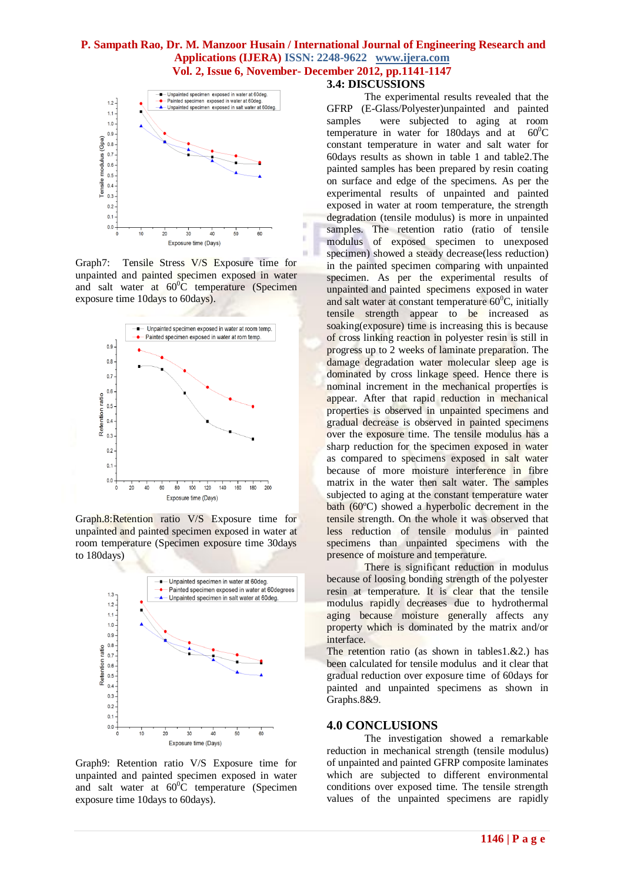Graph7: Tensile Stress V/S Exposure time for unpainted and painted specimen exposed in water and salt water at $60^0$C temperature (Specimen exposure time 10days to 60days).

Graph.8:Retention ratio V/S Exposure time for unpainted and painted specimen exposed in water at room temperature (Specimen exposure time 30days to 180days)

Graph9: Retention ratio V/S Exposure time for unpainted and painted specimen exposed in water and salt water at $60^0$C temperature (Specimen exposure time 10days to 60days).

## 3.4: DISCUSSIONS

The experimental results revealed that the GFRP (E-Glass/Polyester)unpainted and painted samples were subjected to aging at room temperature in water for 180days and at $60^0$C constant temperature in water and salt water for 60days results as shown in table 1 and table2.The painted samples has been prepared by resin coating on surface and edge of the specimens. As per the experimental results of unpainted and painted exposed in water at room temperature, the strength degradation (tensile modulus) is more in unpainted samples. The retention ratio (ratio of tensile modulus of exposed specimen to unexposed specimen) showed a steady decrease(less reduction) in the painted specimen comparing with unpainted specimen. As per the experimental results of unpainted and painted specimens exposed in water and salt water at constant temperature $60^0$C, initially tensile strength appear to be increased as soaking(exposure) time is increasing this is because of cross linking reaction in polyester resin is still in progress up to 2 weeks of laminate preparation. The damage degradation water molecular sleep age is dominated by cross linkage speed. Hence there is nominal increment in the mechanical properties is appear. After that rapid reduction in mechanical properties is observed in unpainted specimens and gradual decrease is observed in painted specimens over the exposure time. The tensile modulus has a sharp reduction for the specimen exposed in water as compared to specimens exposed in salt water because of more moisture interference in fibre matrix in the water then salt water. The samples subjected to aging at the constant temperature water bath (60ºC) showed a hyperbolic decrement in the tensile strength. On the whole it was observed that less reduction of tensile modulus in painted specimens than unpainted specimens with the presence of moisture and temperature.

There is significant reduction in modulus because of loosing bonding strength of the polyester resin at temperature. It is clear that the tensile modulus rapidly decreases due to hydrothermal aging because moisture generally affects any property which is dominated by the matrix and/or interface.

The retention ratio (as shown in tables1.&2.) has been calculated for tensile modulus and it clear that gradual reduction over exposure time of 60days for painted and unpainted specimens as shown in Graphs.8&9.

## 4.0 CONCLUSIONS

The investigation showed a remarkable reduction in mechanical strength (tensile modulus) of unpainted and painted GFRP composite laminates which are subjected to different environmental conditions over exposed time. The tensile strength values of the unpainted specimens are rapidly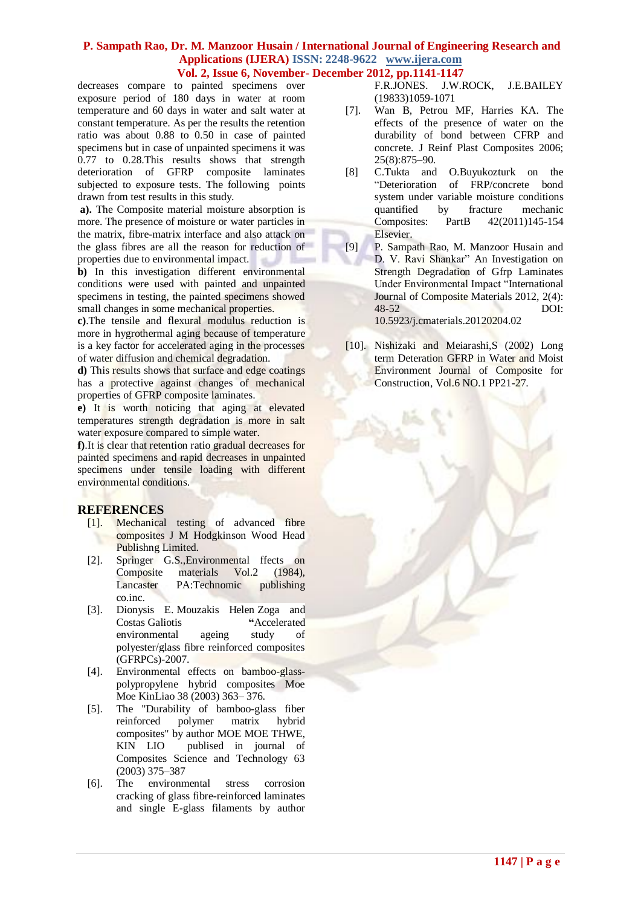decreases compare to painted specimens over exposure period of 180 days in water at room temperature and 60 days in water and salt water at constant temperature. As per the results the retention ratio was about 0.88 to 0.50 in case of painted specimens but in case of unpainted specimens it was 0.77 to 0.28.This results shows that strength deterioration of GFRP composite laminates subjected to exposure tests. The following points drawn from test results in this study.

**a).** The Composite material moisture absorption is more. The presence of moisture or water particles in the matrix, fibre-matrix interface and also attack on the glass fibres are all the reason for reduction of properties due to environmental impact.

**b)** In this investigation different environmental conditions were used with painted and unpainted specimens in testing, the painted specimens showed small changes in some mechanical properties.

**c)**.The tensile and flexural modulus reduction is more in hygrothermal aging because of temperature is a key factor for accelerated aging in the processes of water diffusion and chemical degradation.

**d)** This results shows that surface and edge coatings has a protective against changes of mechanical properties of GFRP composite laminates.

**e)** It is worth noticing that aging at elevated temperatures strength degradation is more in salt water exposure compared to simple water.

**f)**.It is clear that retention ratio gradual decreases for painted specimens and rapid decreases in unpainted specimens under tensile loading with different environmental conditions.

## REFERENCES

[1]. Mechanical testing of advanced fibre composites J M Hodgkinson Wood Head Publishng Limited.

[2]. Springer G.S.,Environmental ffects on Composite materials Vol.2 (1984), Lancaster PA:Technomic publishing co.inc.

[3]. Dionysis E. Mouzakis Helen Zoga and Costas Galiotis **"**Accelerated environmental ageing study of polyester/glass fibre reinforced composites (GFRPCs)-2007.

[4]. Environmental effects on bamboo-glass-polypropylene hybrid composites Moe Moe KinLiao 38 (2003) 363– 376.

[5]. The "Durability of bamboo-glass fiber reinforced polymer matrix hybrid composites" by author MOE MOE THWE, KIN LIO publised in journal of Composites Science and Technology 63 (2003) 375–387

[6]. The environmental stress corrosion cracking of glass fibre-reinforced laminates and single E-glass filaments by author F.R.JONES. J.W.ROCK, J.E.BAILEY (19833)1059-1071

[7]. Wan B, Petrou MF, Harries KA. The effects of the presence of water on the durability of bond between CFRP and concrete. J Reinf Plast Composites 2006; 25(8):875–90.

[8] C.Tukta and O.Buyukozturk on the "Deterioration of FRP/concrete bond system under variable moisture conditions quantified by fracture mechanic Composites: PartB 42(2011)145-154 Elsevier.

[9] P. Sampath Rao, M. Manzoor Husain and D. V. Ravi Shankar" An Investigation on Strength Degradation of Gfrp Laminates Under Environmental Impact "International Journal of Composite Materials 2012, 2(4): 48-52 DOI: 10.5923/j.cmaterials.20120204.02

[10]. Nishizaki and Meiarashi,S (2002) Long term Deteration GFRP in Water and Moist Environment Journal of Composite for Construction, Vol.6 NO.1 PP21-27.